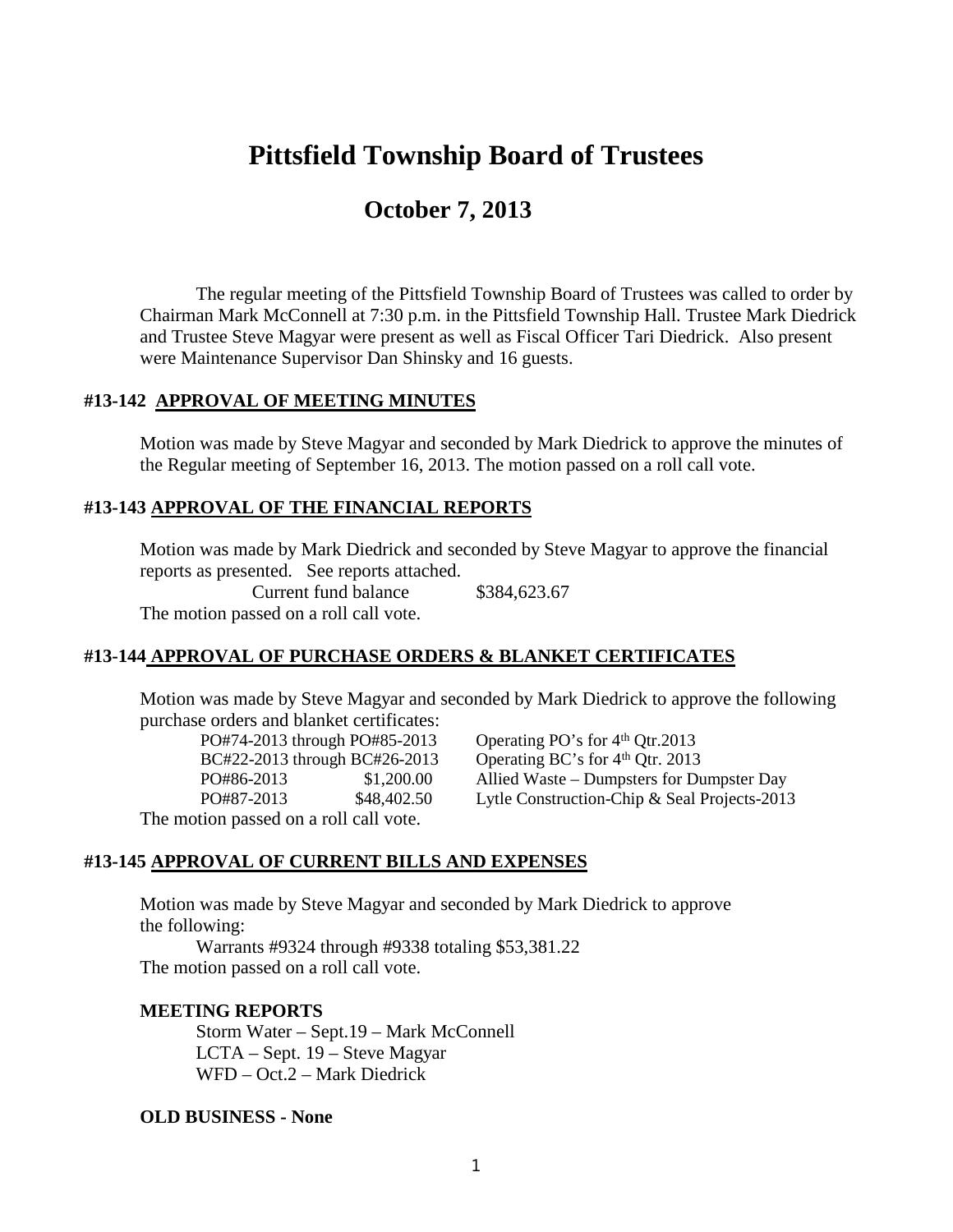# Pittsfield Township Board of Trustees

## October 7, 2013

The regular meeting of the Pittsfield Township Board of Trustees was called to order by Chairman Mark McConnell at 7:30 p.m. in the Pittsfield Township Hall. Trustee Mark Diedrick and Trustee Steve Magyar were present as well as Fiscal Officer Tari Diedrick. Also present were Maintenance Supervisor Dan Shinsky and 16 guests.

### #13-142 APPROVAL OF MEETING MINUTES

Motion was made by Steve Magyar and seconded by Mark Diedrick to approve the minutes of the Regular meeting of September 16, 2013. The motion passed on a roll call vote.

### #13-143 APPROVAL OF THE FINANCIAL REPORTS

Motion was made by Mark Diedrick and seconded by Steve Magyar to approve the financial reports as presented. See reports attached.

Current fund balance $384,623.67

The motion passed on a roll call vote.

### #13-144 APPROVAL OF PURCHASE ORDERS & BLANKET CERTIFICATES

Motion was made by Steve Magyar and seconded by Mark Diedrick to approve the following purchase orders and blanket certificates:

| | | |
|---|---|---|
| PO#74-2013 through PO#85-2013 | | Operating PO's for 4th Qtr.2013 |
| BC#22-2013 through BC#26-2013 | | Operating BC's for 4th Qtr. 2013 |
| PO#86-2013 | $1,200.00 | Allied Waste – Dumpsters for Dumpster Day |
| PO#87-2013 | $48,402.50 | Lytle Construction-Chip & Seal Projects-2013 |

The motion passed on a roll call vote.

### #13-145 APPROVAL OF CURRENT BILLS AND EXPENSES

Motion was made by Steve Magyar and seconded by Mark Diedrick to approve the following:

Warrants #9324 through #9338 totaling $53,381.22

The motion passed on a roll call vote.

### MEETING REPORTS

Storm Water – Sept.19 – Mark McConnell
LCTA – Sept. 19 – Steve Magyar
WFD – Oct.2 – Mark Diedrick

### OLD BUSINESS - None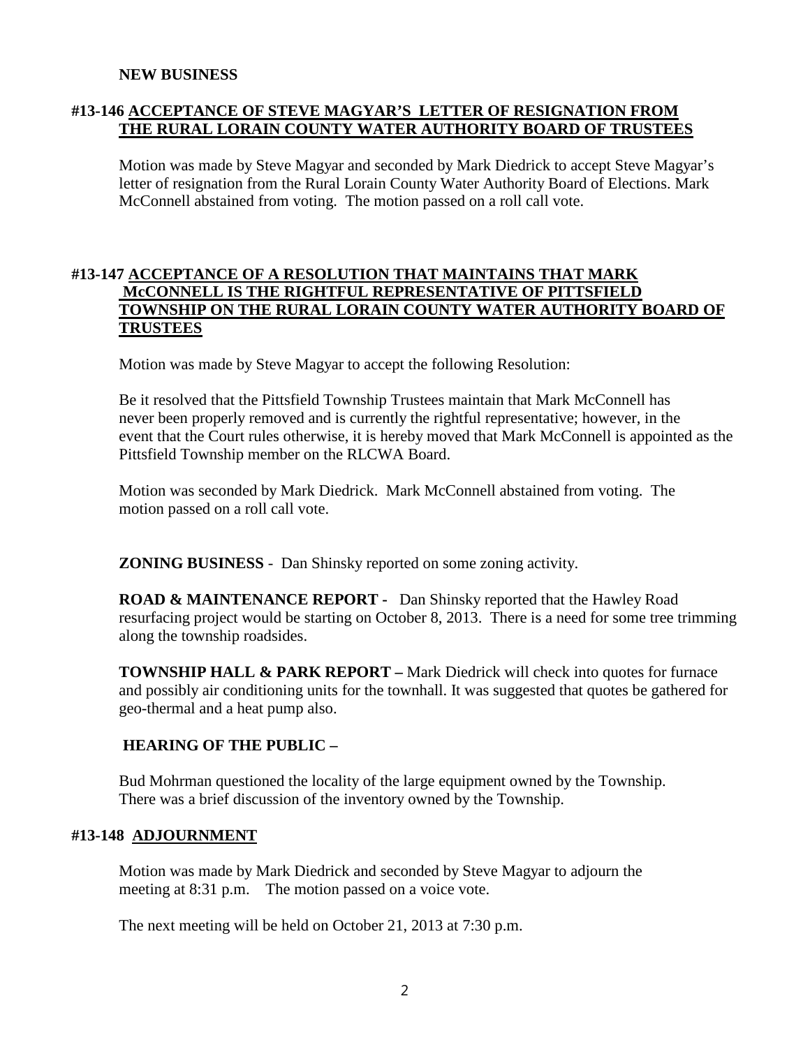**NEW BUSINESS**

**#13-146 ACCEPTANCE OF STEVE MAGYAR'S LETTER OF RESIGNATION FROM THE RURAL LORAIN COUNTY WATER AUTHORITY BOARD OF TRUSTEES**

Motion was made by Steve Magyar and seconded by Mark Diedrick to accept Steve Magyar's letter of resignation from the Rural Lorain County Water Authority Board of Elections. Mark McConnell abstained from voting. The motion passed on a roll call vote.

**#13-147 ACCEPTANCE OF A RESOLUTION THAT MAINTAINS THAT MARK McCONNELL IS THE RIGHTFUL REPRESENTATIVE OF PITTSFIELD TOWNSHIP ON THE RURAL LORAIN COUNTY WATER AUTHORITY BOARD OF TRUSTEES**

Motion was made by Steve Magyar to accept the following Resolution:

Be it resolved that the Pittsfield Township Trustees maintain that Mark McConnell has never been properly removed and is currently the rightful representative; however, in the event that the Court rules otherwise, it is hereby moved that Mark McConnell is appointed as the Pittsfield Township member on the RLCWA Board.

Motion was seconded by Mark Diedrick. Mark McConnell abstained from voting. The motion passed on a roll call vote.

**ZONING BUSINESS** - Dan Shinsky reported on some zoning activity.

**ROAD & MAINTENANCE REPORT -** Dan Shinsky reported that the Hawley Road resurfacing project would be starting on October 8, 2013. There is a need for some tree trimming along the township roadsides.

**TOWNSHIP HALL & PARK REPORT –** Mark Diedrick will check into quotes for furnace and possibly air conditioning units for the townhall. It was suggested that quotes be gathered for geo-thermal and a heat pump also.

**HEARING OF THE PUBLIC –**

Bud Mohrman questioned the locality of the large equipment owned by the Township. There was a brief discussion of the inventory owned by the Township.

**#13-148 ADJOURNMENT**

Motion was made by Mark Diedrick and seconded by Steve Magyar to adjourn the meeting at 8:31 p.m. The motion passed on a voice vote.

The next meeting will be held on October 21, 2013 at 7:30 p.m.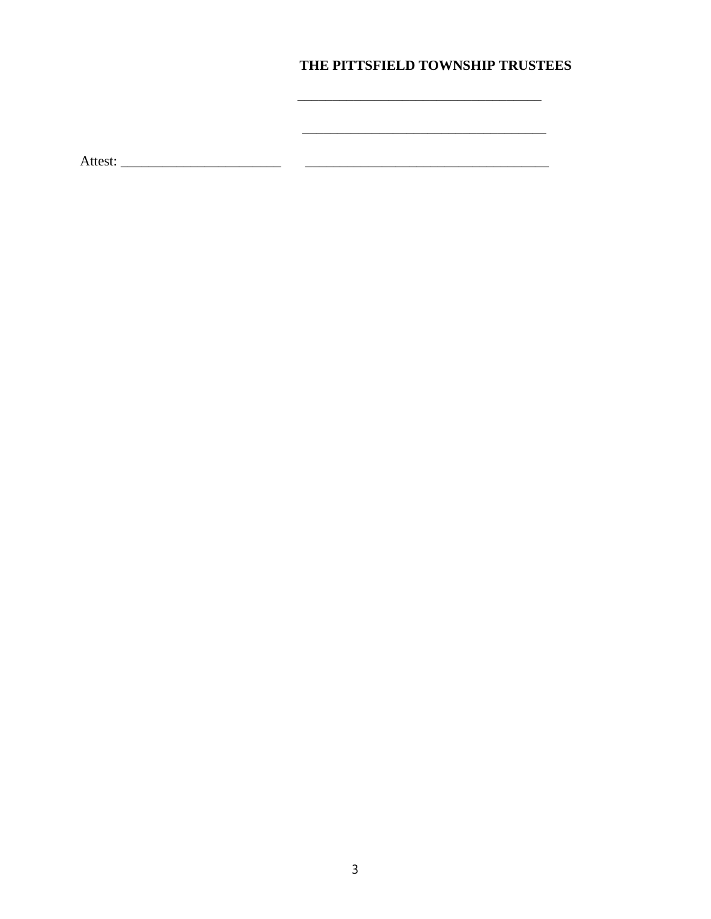**THE PITTSFIELD TOWNSHIP TRUSTEES**

___________________________________

___________________________________

Attest: _______________________ ___________________________________